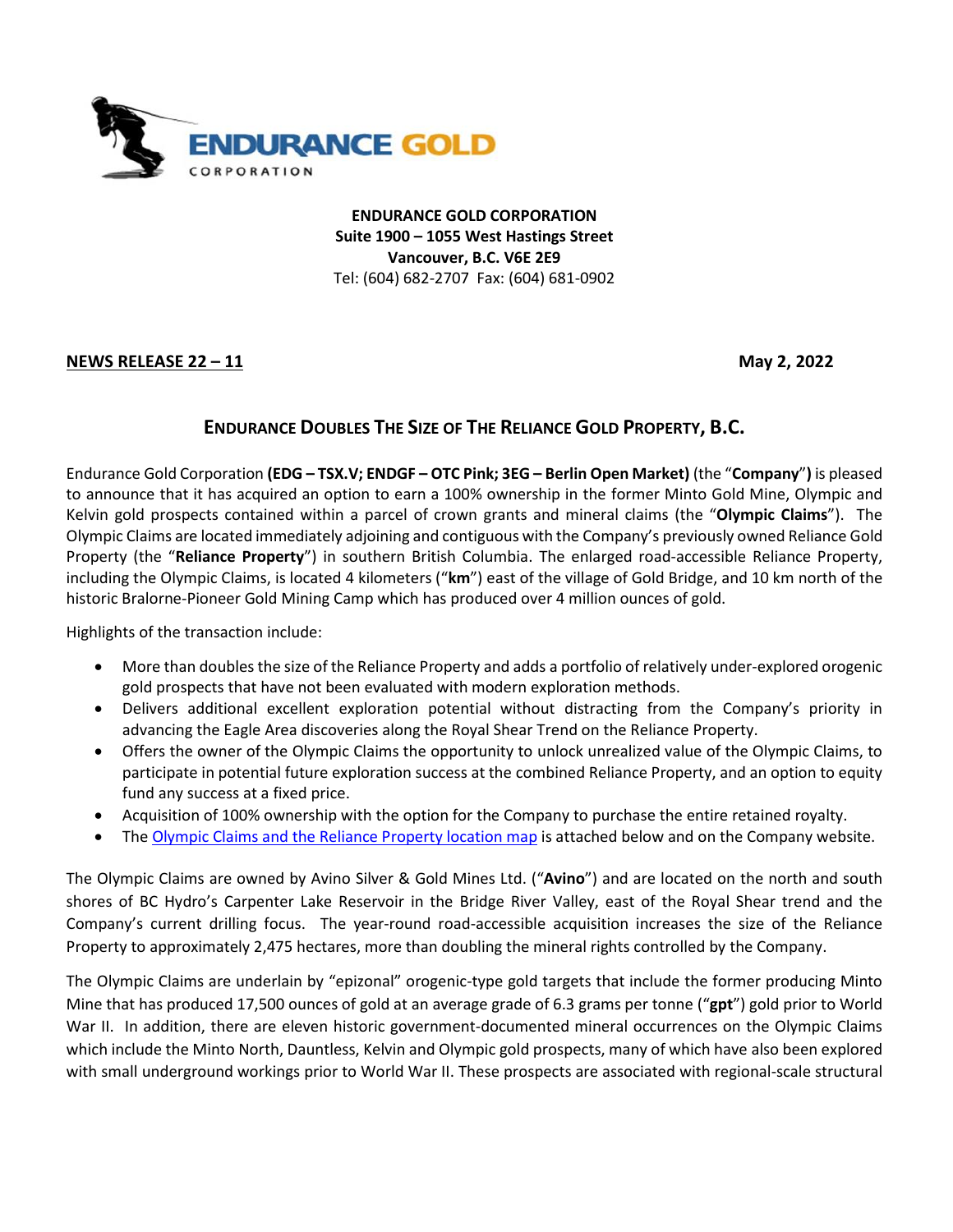**ENDURANCE GOLD CORPORATION**
**Suite 1900 – 1055 West Hastings Street**
**Vancouver, B.C. V6E 2E9**
Tel: (604) 682-2707 Fax: (604) 681-0902

**NEWS RELEASE 22 – 11** **May 2, 2022**

# ENDURANCE DOUBLES THE SIZE OF THE RELIANCE GOLD PROPERTY, B.C.

Endurance Gold Corporation **(EDG – TSX.V; ENDGF – OTC Pink; 3EG – Berlin Open Market)** (the "**Company**"**)** is pleased to announce that it has acquired an option to earn a 100% ownership in the former Minto Gold Mine, Olympic and Kelvin gold prospects contained within a parcel of crown grants and mineral claims (the "**Olympic Claims**"). The Olympic Claims are located immediately adjoining and contiguous with the Company's previously owned Reliance Gold Property (the "**Reliance Property**") in southern British Columbia. The enlarged road-accessible Reliance Property, including the Olympic Claims, is located 4 kilometers ("**km**") east of the village of Gold Bridge, and 10 km north of the historic Bralorne-Pioneer Gold Mining Camp which has produced over 4 million ounces of gold.

Highlights of the transaction include:

- More than doubles the size of the Reliance Property and adds a portfolio of relatively under-explored orogenic gold prospects that have not been evaluated with modern exploration methods.
- Delivers additional excellent exploration potential without distracting from the Company's priority in advancing the Eagle Area discoveries along the Royal Shear Trend on the Reliance Property.
- Offers the owner of the Olympic Claims the opportunity to unlock unrealized value of the Olympic Claims, to participate in potential future exploration success at the combined Reliance Property, and an option to equity fund any success at a fixed price.
- Acquisition of 100% ownership with the option for the Company to purchase the entire retained royalty.
- The Olympic Claims and the Reliance Property location map is attached below and on the Company website.

The Olympic Claims are owned by Avino Silver & Gold Mines Ltd. ("**Avino**") and are located on the north and south shores of BC Hydro's Carpenter Lake Reservoir in the Bridge River Valley, east of the Royal Shear trend and the Company's current drilling focus. The year-round road-accessible acquisition increases the size of the Reliance Property to approximately 2,475 hectares, more than doubling the mineral rights controlled by the Company.

The Olympic Claims are underlain by "epizonal" orogenic-type gold targets that include the former producing Minto Mine that has produced 17,500 ounces of gold at an average grade of 6.3 grams per tonne ("**gpt**") gold prior to World War II. In addition, there are eleven historic government-documented mineral occurrences on the Olympic Claims which include the Minto North, Dauntless, Kelvin and Olympic gold prospects, many of which have also been explored with small underground workings prior to World War II. These prospects are associated with regional-scale structural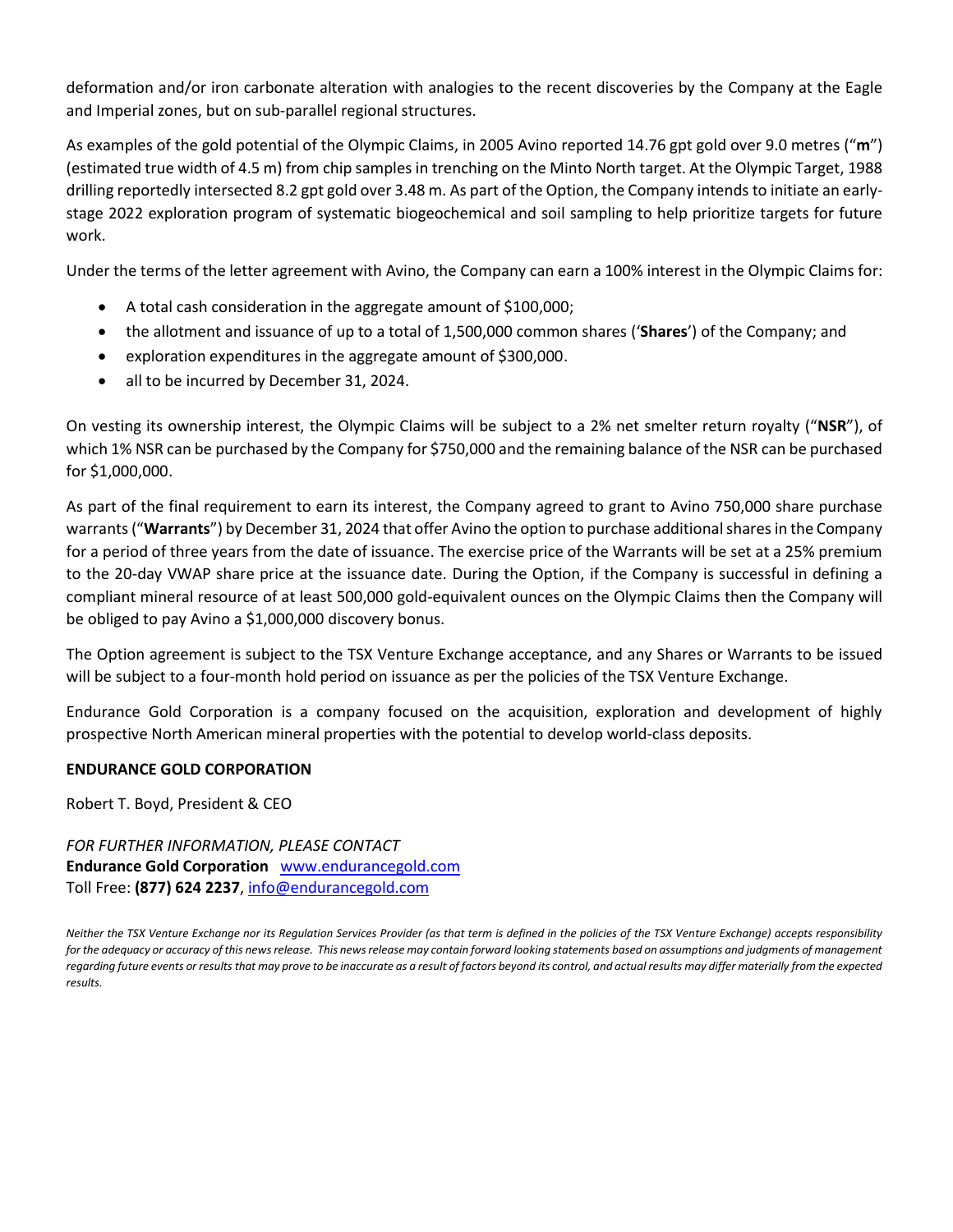deformation and/or iron carbonate alteration with analogies to the recent discoveries by the Company at the Eagle and Imperial zones, but on sub-parallel regional structures.

As examples of the gold potential of the Olympic Claims, in 2005 Avino reported 14.76 gpt gold over 9.0 metres ("**m**") (estimated true width of 4.5 m) from chip samples in trenching on the Minto North target. At the Olympic Target, 1988 drilling reportedly intersected 8.2 gpt gold over 3.48 m. As part of the Option, the Company intends to initiate an early-stage 2022 exploration program of systematic biogeochemical and soil sampling to help prioritize targets for future work.

Under the terms of the letter agreement with Avino, the Company can earn a 100% interest in the Olympic Claims for:

- A total cash consideration in the aggregate amount of $100,000;
- the allotment and issuance of up to a total of 1,500,000 common shares ('**Shares**') of the Company; and
- exploration expenditures in the aggregate amount of $300,000.
- all to be incurred by December 31, 2024.

On vesting its ownership interest, the Olympic Claims will be subject to a 2% net smelter return royalty ("**NSR**"), of which 1% NSR can be purchased by the Company for $750,000 and the remaining balance of the NSR can be purchased for $1,000,000.

As part of the final requirement to earn its interest, the Company agreed to grant to Avino 750,000 share purchase warrants ("**Warrants**") by December 31, 2024 that offer Avino the option to purchase additional shares in the Company for a period of three years from the date of issuance. The exercise price of the Warrants will be set at a 25% premium to the 20-day VWAP share price at the issuance date. During the Option, if the Company is successful in defining a compliant mineral resource of at least 500,000 gold-equivalent ounces on the Olympic Claims then the Company will be obliged to pay Avino a $1,000,000 discovery bonus.

The Option agreement is subject to the TSX Venture Exchange acceptance, and any Shares or Warrants to be issued will be subject to a four-month hold period on issuance as per the policies of the TSX Venture Exchange.

Endurance Gold Corporation is a company focused on the acquisition, exploration and development of highly prospective North American mineral properties with the potential to develop world-class deposits.

**ENDURANCE GOLD CORPORATION**

Robert T. Boyd, President & CEO

*FOR FURTHER INFORMATION, PLEASE CONTACT*
**Endurance Gold Corporation** www.endurancegold.com
Toll Free: **(877) 624 2237**, info@endurancegold.com

*Neither the TSX Venture Exchange nor its Regulation Services Provider (as that term is defined in the policies of the TSX Venture Exchange) accepts responsibility for the adequacy or accuracy of this news release. This news release may contain forward looking statements based on assumptions and judgments of management regarding future events or results that may prove to be inaccurate as a result of factors beyond its control, and actual results may differ materially from the expected results.*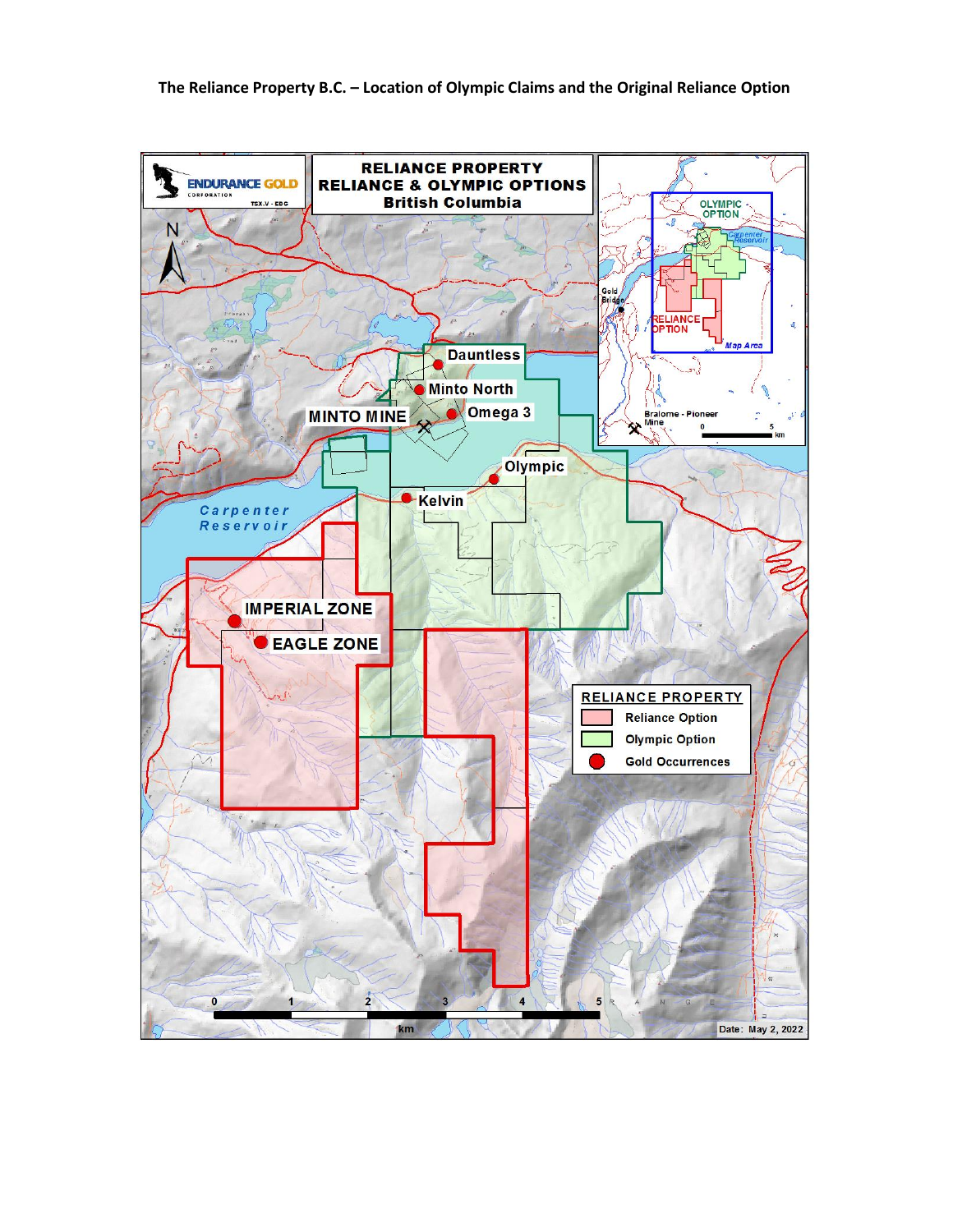**The Reliance Property B.C. – Location of Olympic Claims and the Original Reliance Option**

ENDURANCE GOLD CORPORATION
TSX.V - EDG

RELIANCE PROPERTY
RELIANCE & OLYMPIC OPTIONS
British Columbia

N

OLYMPIC OPTION
Carpenter Reservoir
Gold Bridge
RELIANCE OPTION
Map Area
Bralorne - Pioneer Mine
0
5
km

Dauntless
Minto North
MINTO MINE
Omega 3
Olympic
Kelvin
Carpenter Reservoir
IMPERIAL ZONE
EAGLE ZONE

RELIANCE PROPERTY
Reliance Option
Olympic Option
Gold Occurrences

0
1
2
3
4
5
km

Date: May 2, 2022